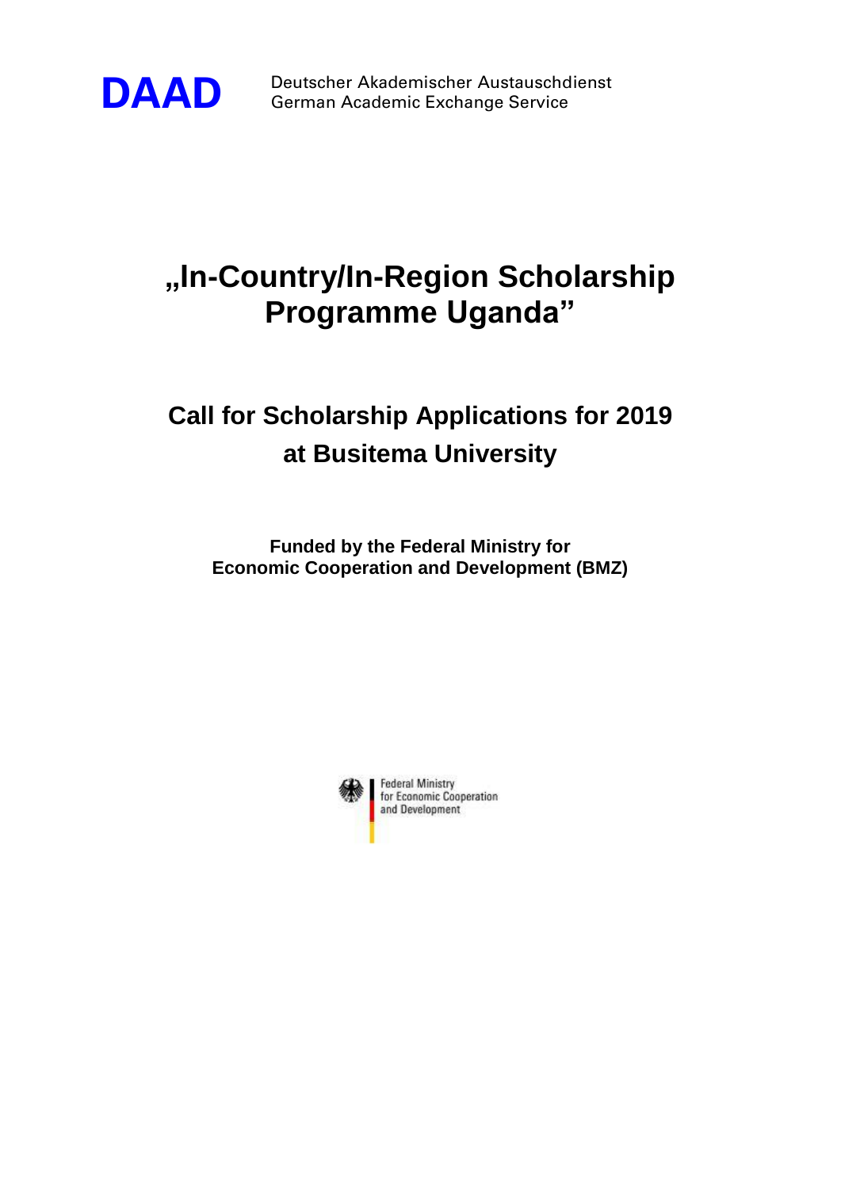**DAAD** Deutscher Akademischer Austauschdienst
German Academic Exchange Service

# „In-Country/In-Region Scholarship Programme Uganda"

## Call for Scholarship Applications for 2019 at Busitema University

**Funded by the Federal Ministry for Economic Cooperation and Development (BMZ)**

Federal Ministry for Economic Cooperation and Development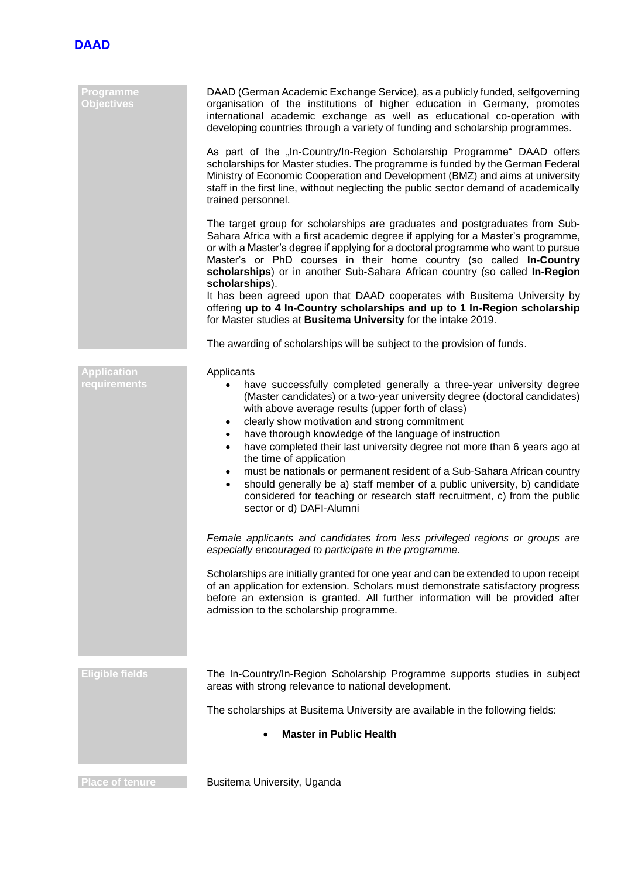**DAAD**

### Programme Objectives

DAAD (German Academic Exchange Service), as a publicly funded, selfgoverning organisation of the institutions of higher education in Germany, promotes international academic exchange as well as educational co-operation with developing countries through a variety of funding and scholarship programmes.

As part of the „In-Country/In-Region Scholarship Programme“ DAAD offers scholarships for Master studies. The programme is funded by the German Federal Ministry of Economic Cooperation and Development (BMZ) and aims at university staff in the first line, without neglecting the public sector demand of academically trained personnel.

The target group for scholarships are graduates and postgraduates from Sub-Sahara Africa with a first academic degree if applying for a Master's programme, or with a Master's degree if applying for a doctoral programme who want to pursue Master's or PhD courses in their home country (so called **In-Country scholarships**) or in another Sub-Sahara African country (so called **In-Region scholarships**).
It has been agreed upon that DAAD cooperates with Busitema University by offering **up to 4 In-Country scholarships and up to 1 In-Region scholarship** for Master studies at **Busitema University** for the intake 2019.

The awarding of scholarships will be subject to the provision of funds.

### Application requirements

Applicants

- have successfully completed generally a three-year university degree (Master candidates) or a two-year university degree (doctoral candidates) with above average results (upper forth of class)
- clearly show motivation and strong commitment
- have thorough knowledge of the language of instruction
- have completed their last university degree not more than 6 years ago at the time of application
- must be nationals or permanent resident of a Sub-Sahara African country
- should generally be a) staff member of a public university, b) candidate considered for teaching or research staff recruitment, c) from the public sector or d) DAFI-Alumni

*Female applicants and candidates from less privileged regions or groups are especially encouraged to participate in the programme.*

Scholarships are initially granted for one year and can be extended to upon receipt of an application for extension. Scholars must demonstrate satisfactory progress before an extension is granted. All further information will be provided after admission to the scholarship programme.

### Eligible fields

The In-Country/In-Region Scholarship Programme supports studies in subject areas with strong relevance to national development.

The scholarships at Busitema University are available in the following fields:

- **Master in Public Health**

### Place of tenure

Busitema University, Uganda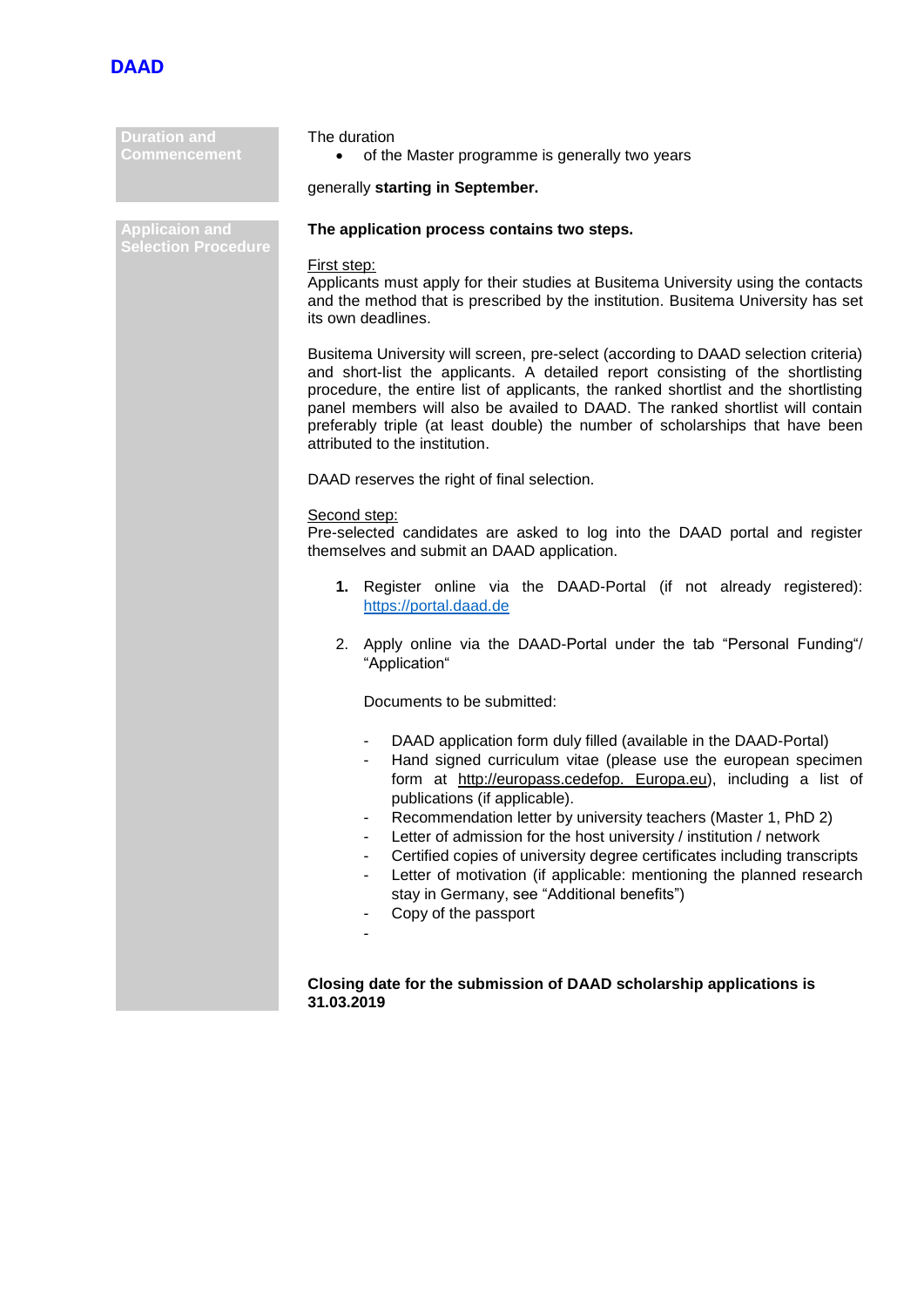**DAAD**

| | |
|---|---|
| **Duration and Commencement** | The duration<br>• of the Master programme is generally two years<br><br>generally **starting in September.** |

**Applicaion and Selection Procedure**

**The application process contains two steps.**

First step:
Applicants must apply for their studies at Busitema University using the contacts and the method that is prescribed by the institution. Busitema University has set its own deadlines.

Busitema University will screen, pre-select (according to DAAD selection criteria) and short-list the applicants. A detailed report consisting of the shortlisting procedure, the entire list of applicants, the ranked shortlist and the shortlisting panel members will also be availed to DAAD. The ranked shortlist will contain preferably triple (at least double) the number of scholarships that have been attributed to the institution.

DAAD reserves the right of final selection.

Second step:
Pre-selected candidates are asked to log into the DAAD portal and register themselves and submit an DAAD application.

1. Register online via the DAAD-Portal (if not already registered): https://portal.daad.de

2. Apply online via the DAAD-Portal under the tab "Personal Funding"/ "Application"

   Documents to be submitted:

   - DAAD application form duly filled (available in the DAAD-Portal)
   - Hand signed curriculum vitae (please use the european specimen form at http://europass.cedefop. Europa.eu), including a list of publications (if applicable).
   - Recommendation letter by university teachers (Master 1, PhD 2)
   - Letter of admission for the host university / institution / network
   - Certified copies of university degree certificates including transcripts
   - Letter of motivation (if applicable: mentioning the planned research stay in Germany, see "Additional benefits")
   - Copy of the passport
   -

**Closing date for the submission of DAAD scholarship applications is 31.03.2019**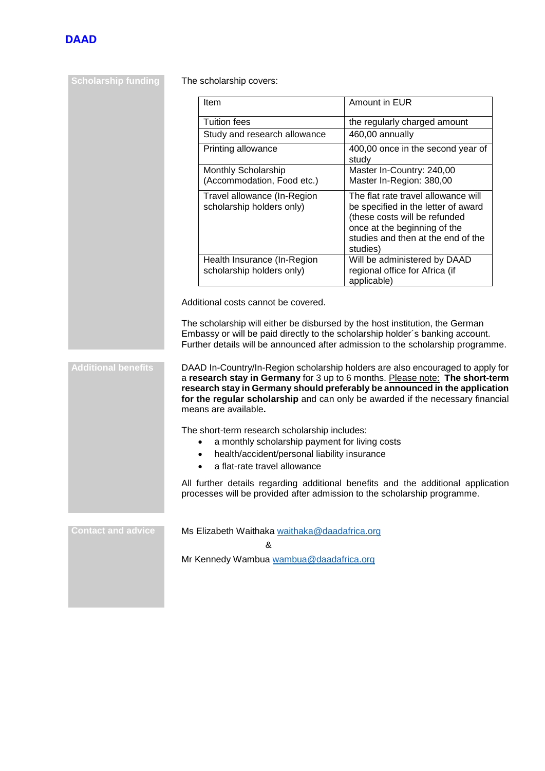**DAAD**

## Scholarship funding

The scholarship covers:

| Item | Amount in EUR |
|---|---|
| Tuition fees | the regularly charged amount |
| Study and research allowance | 460,00 annually |
| Printing allowance | 400,00 once in the second year of study |
| Monthly Scholarship (Accommodation, Food etc.) | Master In-Country: 240,00<br>Master In-Region: 380,00 |
| Travel allowance (In-Region scholarship holders only) | The flat rate travel allowance will be specified in the letter of award (these costs will be refunded once at the beginning of the studies and then at the end of the studies) |
| Health Insurance (In-Region scholarship holders only) | Will be administered by DAAD regional office for Africa (if applicable) |

Additional costs cannot be covered.

The scholarship will either be disbursed by the host institution, the German Embassy or will be paid directly to the scholarship holder´s banking account. Further details will be announced after admission to the scholarship programme.

## Additional benefits

DAAD In-Country/In-Region scholarship holders are also encouraged to apply for a **research stay in Germany** for 3 up to 6 months. Please note: **The short-term research stay in Germany should preferably be announced in the application for the regular scholarship** and can only be awarded if the necessary financial means are available**.**

The short-term research scholarship includes:

- a monthly scholarship payment for living costs
- health/accident/personal liability insurance
- a flat-rate travel allowance

All further details regarding additional benefits and the additional application processes will be provided after admission to the scholarship programme.

## Contact and advice

Ms Elizabeth Waithaka waithaka@daadafrica.org

&

Mr Kennedy Wambua wambua@daadafrica.org